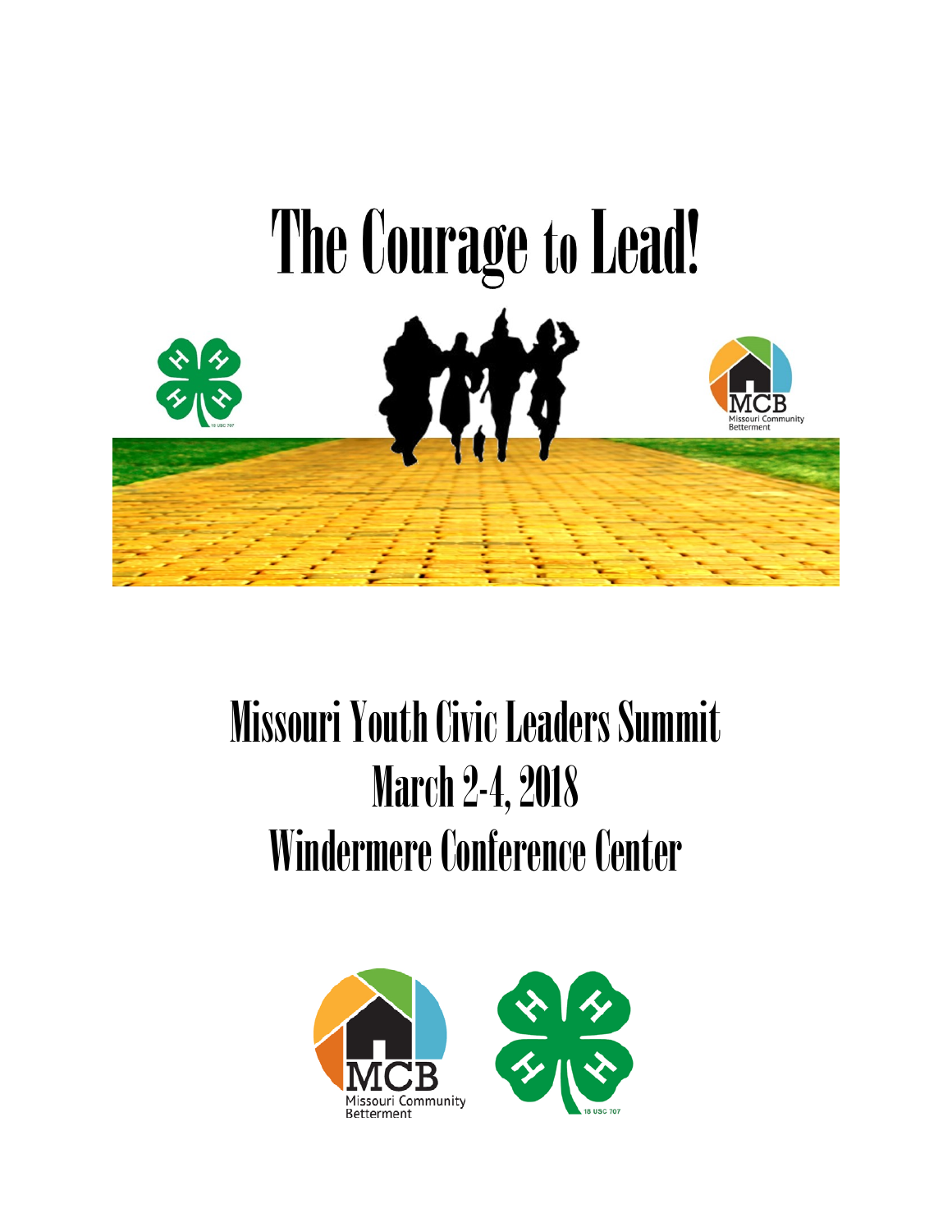# The Courage to Lead!

## Missouri Youth Civic Leaders Summit

## March 2-4, 2018

## Windermere Conference Center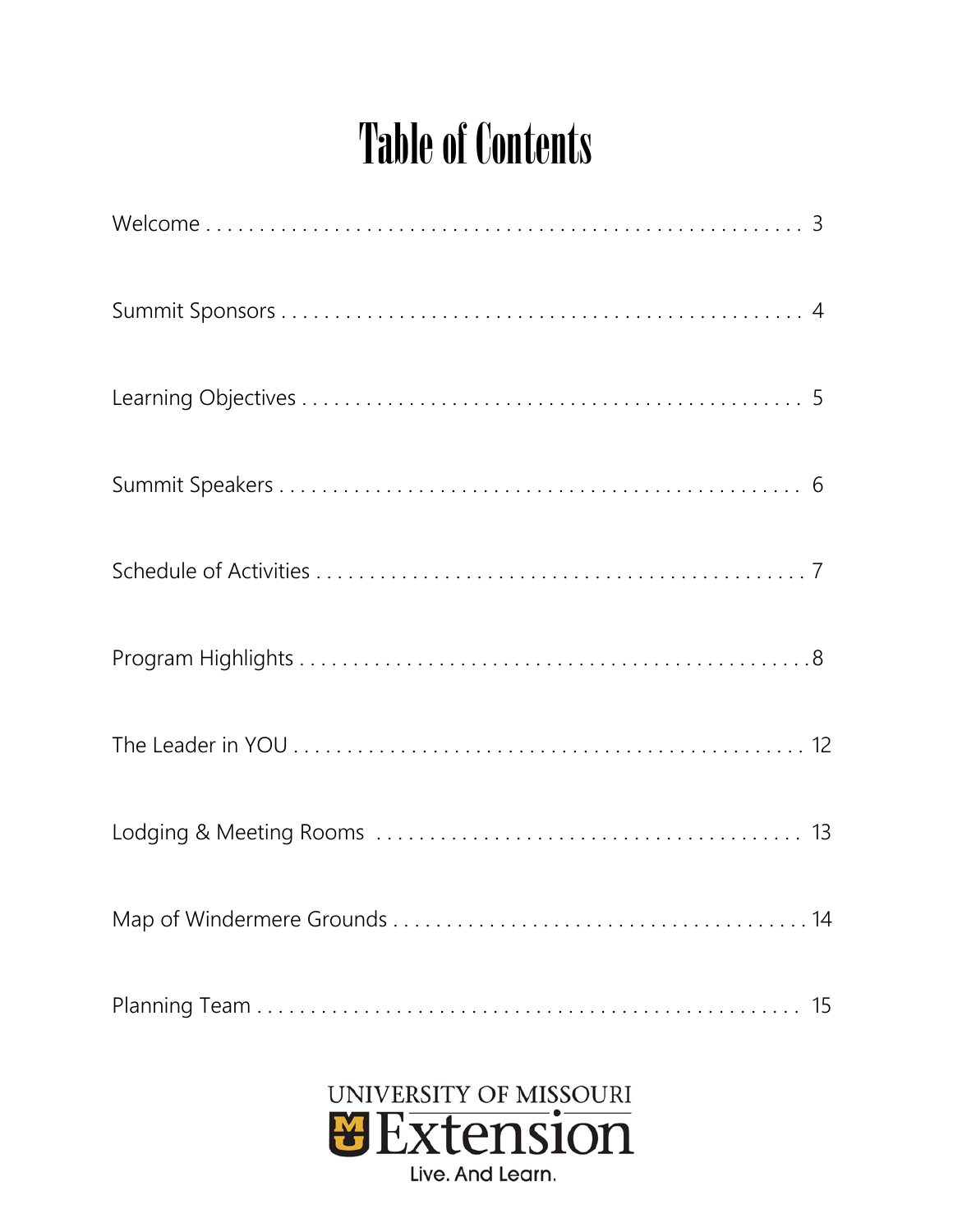# Table of Contents

| | |
|---|---|
| Welcome | 3 |
| Summit Sponsors | 4 |
| Learning Objectives | 5 |
| Summit Speakers | 6 |
| Schedule of Activities | 7 |
| Program Highlights | 8 |
| The Leader in YOU | 12 |
| Lodging & Meeting Rooms | 13 |
| Map of Windermere Grounds | 14 |
| Planning Team | 15 |

UNIVERSITY OF MISSOURI
Extension
Live. And Learn.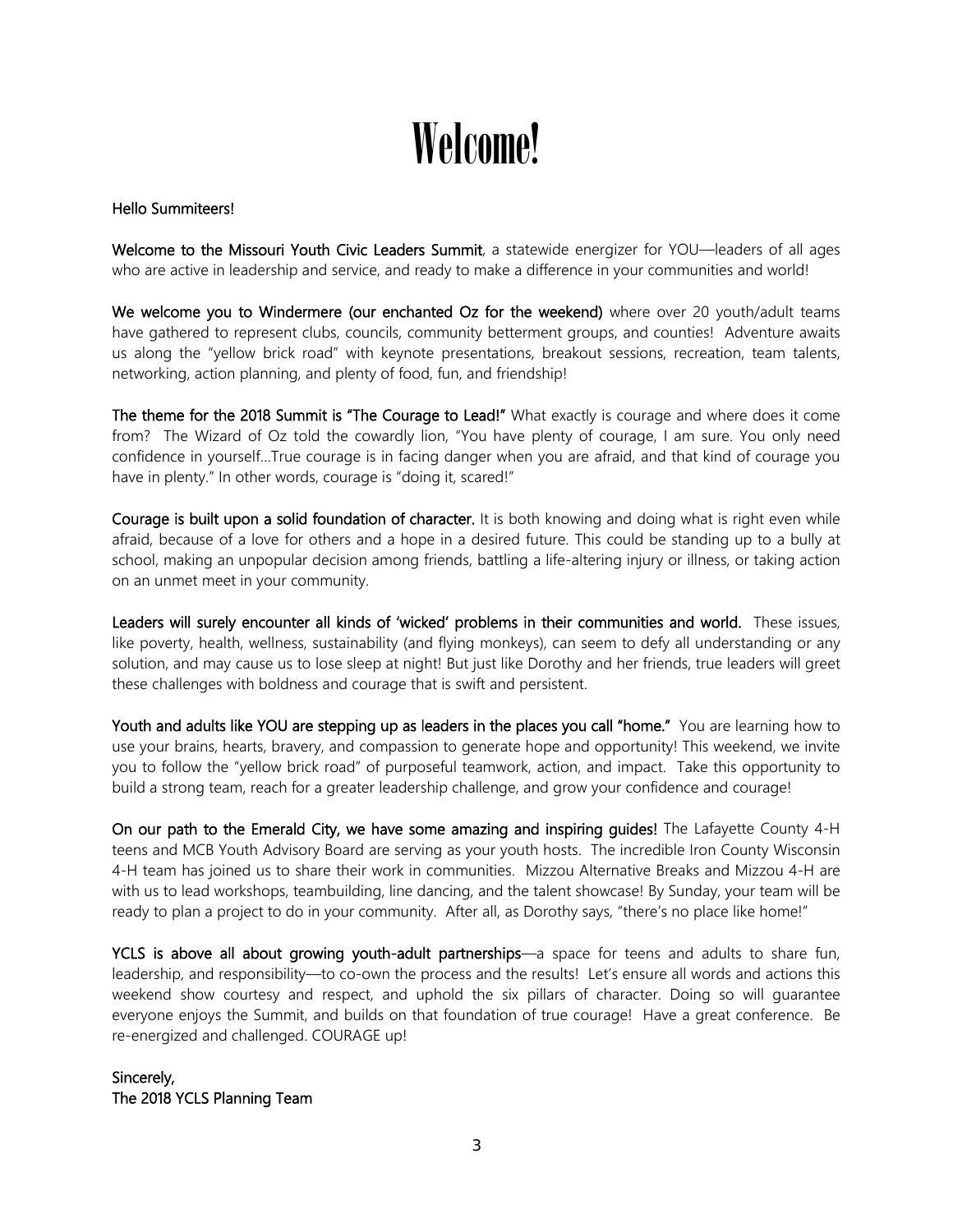# Welcome!

**Hello Summiteers!**

**Welcome to the Missouri Youth Civic Leaders Summit**, a statewide energizer for YOU—leaders of all ages who are active in leadership and service, and ready to make a difference in your communities and world!

**We welcome you to Windermere (our enchanted Oz for the weekend)** where over 20 youth/adult teams have gathered to represent clubs, councils, community betterment groups, and counties! Adventure awaits us along the "yellow brick road" with keynote presentations, breakout sessions, recreation, team talents, networking, action planning, and plenty of food, fun, and friendship!

**The theme for the 2018 Summit is "The Courage to Lead!"** What exactly is courage and where does it come from? The Wizard of Oz told the cowardly lion, "You have plenty of courage, I am sure. You only need confidence in yourself…True courage is in facing danger when you are afraid, and that kind of courage you have in plenty." In other words, courage is "doing it, scared!"

**Courage is built upon a solid foundation of character.** It is both knowing and doing what is right even while afraid, because of a love for others and a hope in a desired future. This could be standing up to a bully at school, making an unpopular decision among friends, battling a life-altering injury or illness, or taking action on an unmet meet in your community.

**Leaders will surely encounter all kinds of 'wicked' problems in their communities and world.** These issues, like poverty, health, wellness, sustainability (and flying monkeys), can seem to defy all understanding or any solution, and may cause us to lose sleep at night! But just like Dorothy and her friends, true leaders will greet these challenges with boldness and courage that is swift and persistent.

**Youth and adults like YOU are stepping up as leaders in the places you call "home."** You are learning how to use your brains, hearts, bravery, and compassion to generate hope and opportunity! This weekend, we invite you to follow the "yellow brick road" of purposeful teamwork, action, and impact. Take this opportunity to build a strong team, reach for a greater leadership challenge, and grow your confidence and courage!

**On our path to the Emerald City, we have some amazing and inspiring guides!** The Lafayette County 4-H teens and MCB Youth Advisory Board are serving as your youth hosts. The incredible Iron County Wisconsin 4-H team has joined us to share their work in communities. Mizzou Alternative Breaks and Mizzou 4-H are with us to lead workshops, teambuilding, line dancing, and the talent showcase! By Sunday, your team will be ready to plan a project to do in your community. After all, as Dorothy says, "there's no place like home!"

**YCLS is above all about growing youth-adult partnerships**—a space for teens and adults to share fun, leadership, and responsibility—to co-own the process and the results! Let's ensure all words and actions this weekend show courtesy and respect, and uphold the six pillars of character. Doing so will guarantee everyone enjoys the Summit, and builds on that foundation of true courage! Have a great conference. Be re-energized and challenged. COURAGE up!

**Sincerely,**
**The 2018 YCLS Planning Team**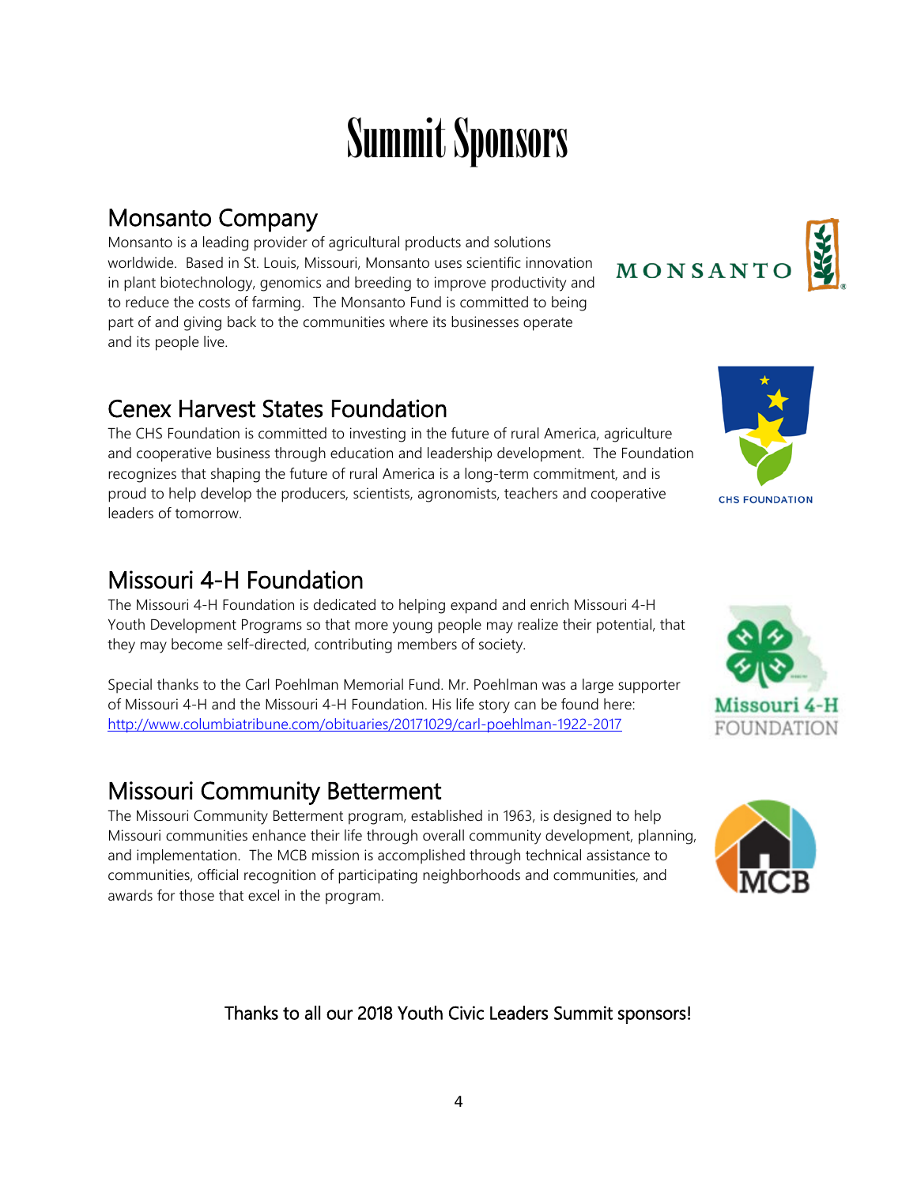# Summit Sponsors

## Monsanto Company

Monsanto is a leading provider of agricultural products and solutions worldwide. Based in St. Louis, Missouri, Monsanto uses scientific innovation in plant biotechnology, genomics and breeding to improve productivity and to reduce the costs of farming. The Monsanto Fund is committed to being part of and giving back to the communities where its businesses operate and its people live.

## Cenex Harvest States Foundation

The CHS Foundation is committed to investing in the future of rural America, agriculture and cooperative business through education and leadership development. The Foundation recognizes that shaping the future of rural America is a long-term commitment, and is proud to help develop the producers, scientists, agronomists, teachers and cooperative leaders of tomorrow.

## Missouri 4-H Foundation

The Missouri 4-H Foundation is dedicated to helping expand and enrich Missouri 4-H Youth Development Programs so that more young people may realize their potential, that they may become self-directed, contributing members of society.

Special thanks to the Carl Poehlman Memorial Fund. Mr. Poehlman was a large supporter of Missouri 4-H and the Missouri 4-H Foundation. His life story can be found here: http://www.columbiatribune.com/obituaries/20171029/carl-poehlman-1922-2017

## Missouri Community Betterment

The Missouri Community Betterment program, established in 1963, is designed to help Missouri communities enhance their life through overall community development, planning, and implementation. The MCB mission is accomplished through technical assistance to communities, official recognition of participating neighborhoods and communities, and awards for those that excel in the program.

Thanks to all our 2018 Youth Civic Leaders Summit sponsors!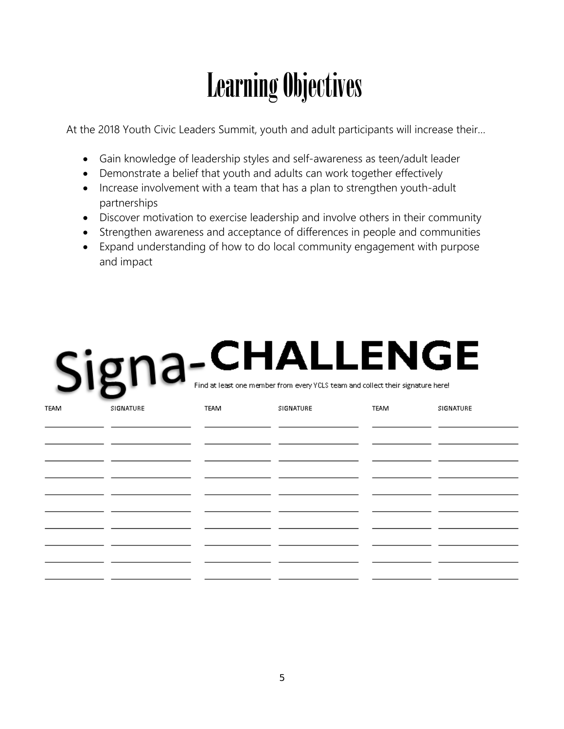# Learning Objectives

At the 2018 Youth Civic Leaders Summit, youth and adult participants will increase their…

- Gain knowledge of leadership styles and self-awareness as teen/adult leader
- Demonstrate a belief that youth and adults can work together effectively
- Increase involvement with a team that has a plan to strengthen youth-adult partnerships
- Discover motivation to exercise leadership and involve others in their community
- Strengthen awareness and acceptance of differences in people and communities
- Expand understanding of how to do local community engagement with purpose and impact

# Signa-CHALLENGE

Find at least one member from every YCLS team and collect their signature here!

| TEAM | SIGNATURE | TEAM | SIGNATURE | TEAM | SIGNATURE |
|---|---|---|---|---|---|
| | | | | | |
| | | | | | |
| | | | | | |
| | | | | | |
| | | | | | |
| | | | | | |
| | | | | | |
| | | | | | |
| | | | | | |
| | | | | | |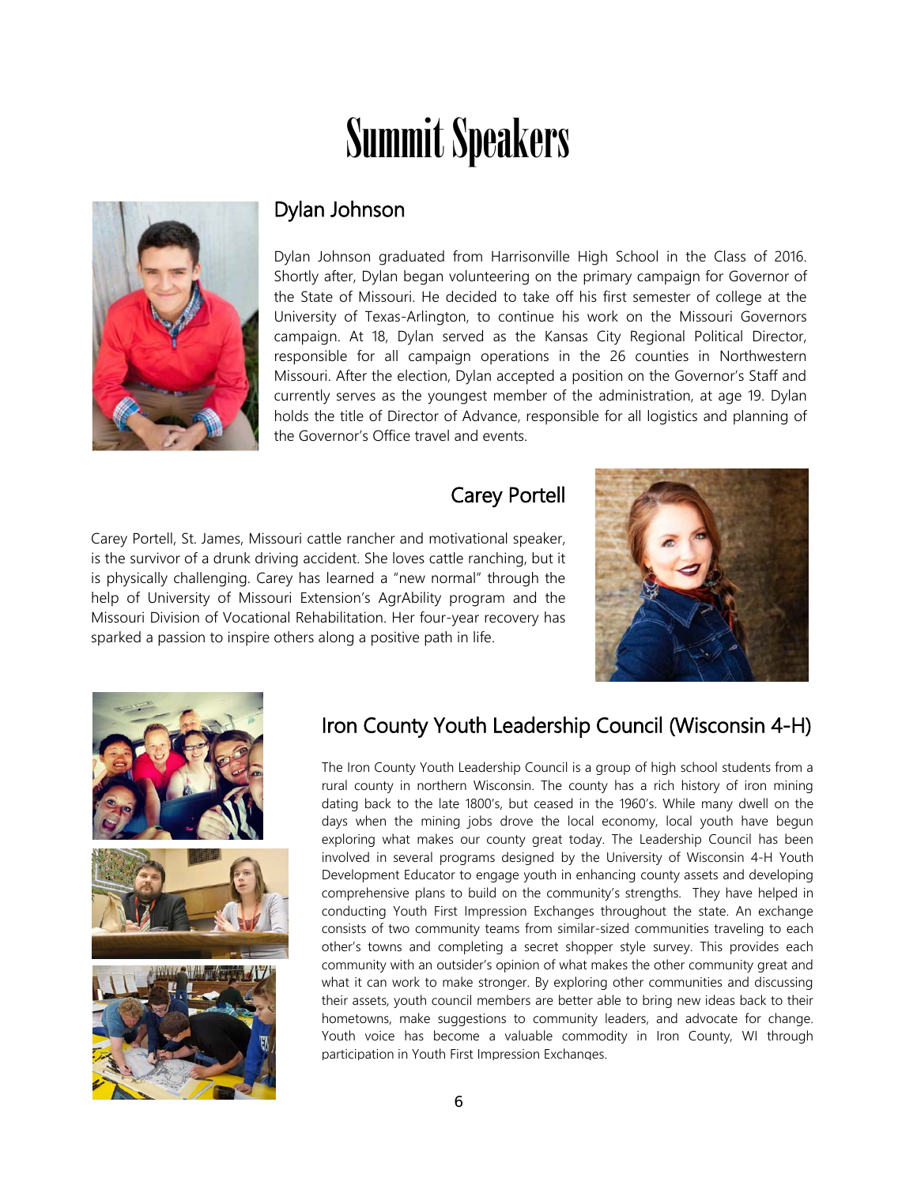# Summit Speakers

## Dylan Johnson

Dylan Johnson graduated from Harrisonville High School in the Class of 2016. Shortly after, Dylan began volunteering on the primary campaign for Governor of the State of Missouri. He decided to take off his first semester of college at the University of Texas-Arlington, to continue his work on the Missouri Governors campaign. At 18, Dylan served as the Kansas City Regional Political Director, responsible for all campaign operations in the 26 counties in Northwestern Missouri. After the election, Dylan accepted a position on the Governor's Staff and currently serves as the youngest member of the administration, at age 19. Dylan holds the title of Director of Advance, responsible for all logistics and planning of the Governor's Office travel and events.

## Carey Portell

Carey Portell, St. James, Missouri cattle rancher and motivational speaker, is the survivor of a drunk driving accident. She loves cattle ranching, but it is physically challenging. Carey has learned a "new normal" through the help of University of Missouri Extension's AgrAbility program and the Missouri Division of Vocational Rehabilitation. Her four-year recovery has sparked a passion to inspire others along a positive path in life.

## Iron County Youth Leadership Council (Wisconsin 4-H)

The Iron County Youth Leadership Council is a group of high school students from a rural county in northern Wisconsin. The county has a rich history of iron mining dating back to the late 1800's, but ceased in the 1960's. While many dwell on the days when the mining jobs drove the local economy, local youth have begun exploring what makes our county great today. The Leadership Council has been involved in several programs designed by the University of Wisconsin 4-H Youth Development Educator to engage youth in enhancing county assets and developing comprehensive plans to build on the community's strengths. They have helped in conducting Youth First Impression Exchanges throughout the state. An exchange consists of two community teams from similar-sized communities traveling to each other's towns and completing a secret shopper style survey. This provides each community with an outsider's opinion of what makes the other community great and what it can work to make stronger. By exploring other communities and discussing their assets, youth council members are better able to bring new ideas back to their hometowns, make suggestions to community leaders, and advocate for change. Youth voice has become a valuable commodity in Iron County, WI through participation in Youth First Impression Exchanges.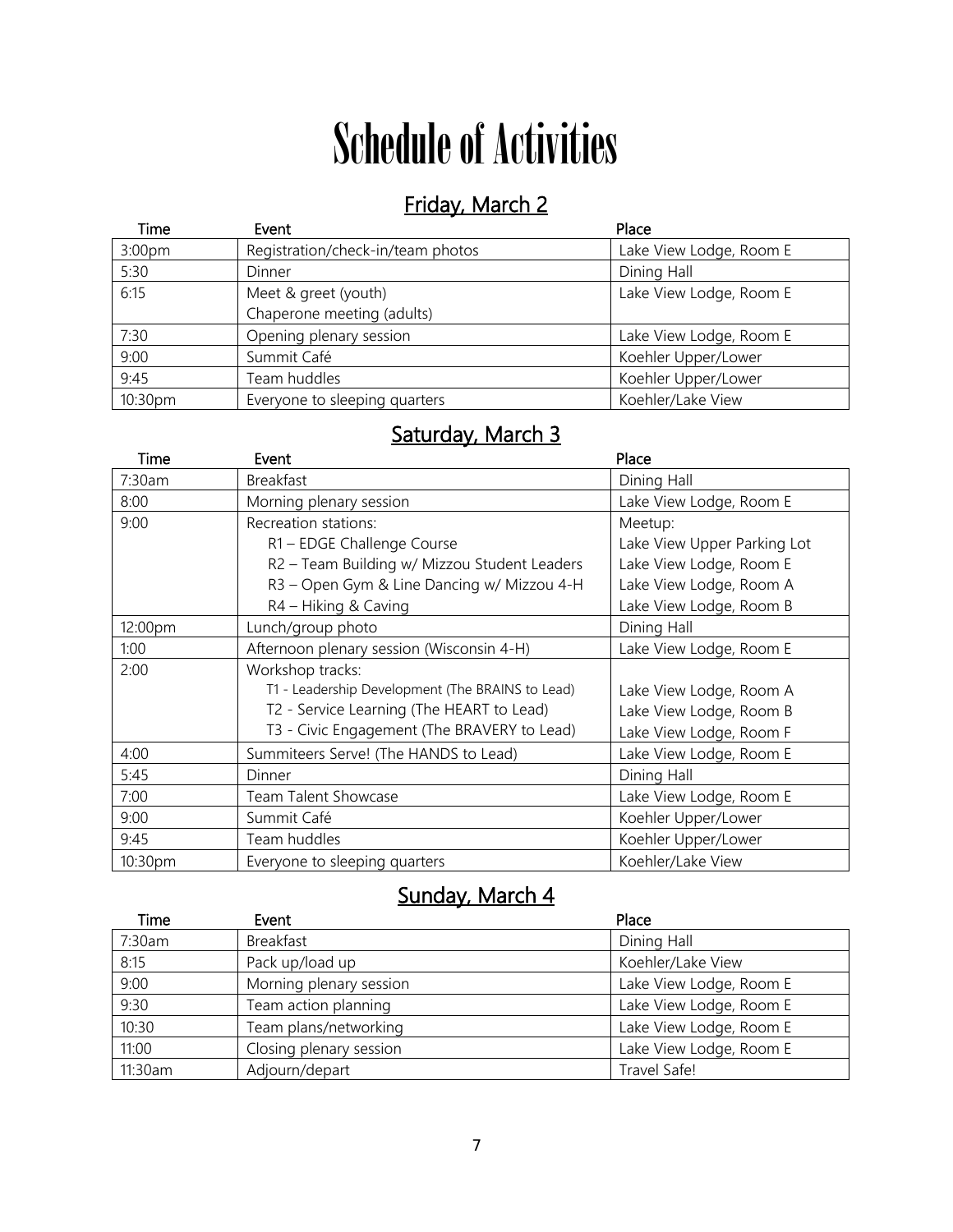# Schedule of Activities

## Friday, March 2

| Time | Event | Place |
|---|---|---|
| 3:00pm | Registration/check-in/team photos | Lake View Lodge, Room E |
| 5:30 | Dinner | Dining Hall |
| 6:15 | Meet & greet (youth)<br>Chaperone meeting (adults) | Lake View Lodge, Room E |
| 7:30 | Opening plenary session | Lake View Lodge, Room E |
| 9:00 | Summit Café | Koehler Upper/Lower |
| 9:45 | Team huddles | Koehler Upper/Lower |
| 10:30pm | Everyone to sleeping quarters | Koehler/Lake View |

## Saturday, March 3

| Time | Event | Place |
|---|---|---|
| 7:30am | Breakfast | Dining Hall |
| 8:00 | Morning plenary session | Lake View Lodge, Room E |
| 9:00 | Recreation stations:<br>R1 – EDGE Challenge Course<br>R2 – Team Building w/ Mizzou Student Leaders<br>R3 – Open Gym & Line Dancing w/ Mizzou 4-H<br>R4 – Hiking & Caving | Meetup:<br>Lake View Upper Parking Lot<br>Lake View Lodge, Room E<br>Lake View Lodge, Room A<br>Lake View Lodge, Room B |
| 12:00pm | Lunch/group photo | Dining Hall |
| 1:00 | Afternoon plenary session (Wisconsin 4-H) | Lake View Lodge, Room E |
| 2:00 | Workshop tracks:<br>T1 - Leadership Development (The BRAINS to Lead)<br>T2 - Service Learning (The HEART to Lead)<br>T3 - Civic Engagement (The BRAVERY to Lead) | <br>Lake View Lodge, Room A<br>Lake View Lodge, Room B<br>Lake View Lodge, Room F |
| 4:00 | Summiteers Serve! (The HANDS to Lead) | Lake View Lodge, Room E |
| 5:45 | Dinner | Dining Hall |
| 7:00 | Team Talent Showcase | Lake View Lodge, Room E |
| 9:00 | Summit Café | Koehler Upper/Lower |
| 9:45 | Team huddles | Koehler Upper/Lower |
| 10:30pm | Everyone to sleeping quarters | Koehler/Lake View |

## Sunday, March 4

| Time | Event | Place |
|---|---|---|
| 7:30am | Breakfast | Dining Hall |
| 8:15 | Pack up/load up | Koehler/Lake View |
| 9:00 | Morning plenary session | Lake View Lodge, Room E |
| 9:30 | Team action planning | Lake View Lodge, Room E |
| 10:30 | Team plans/networking | Lake View Lodge, Room E |
| 11:00 | Closing plenary session | Lake View Lodge, Room E |
| 11:30am | Adjourn/depart | Travel Safe! |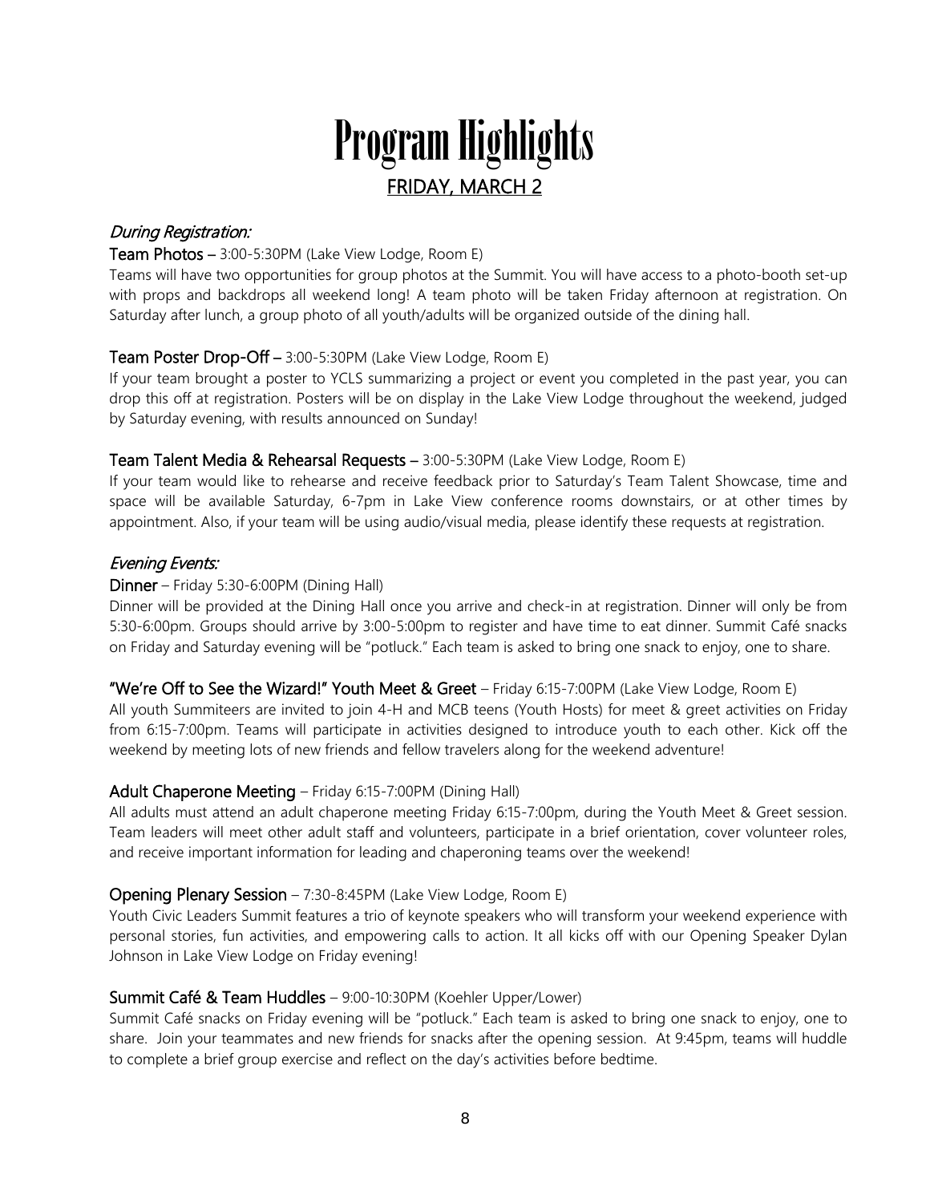# Program Highlights

## FRIDAY, MARCH 2

### *During Registration:*

**Team Photos** – 3:00-5:30PM (Lake View Lodge, Room E)

Teams will have two opportunities for group photos at the Summit. You will have access to a photo-booth set-up with props and backdrops all weekend long! A team photo will be taken Friday afternoon at registration. On Saturday after lunch, a group photo of all youth/adults will be organized outside of the dining hall.

**Team Poster Drop-Off** – 3:00-5:30PM (Lake View Lodge, Room E)

If your team brought a poster to YCLS summarizing a project or event you completed in the past year, you can drop this off at registration. Posters will be on display in the Lake View Lodge throughout the weekend, judged by Saturday evening, with results announced on Sunday!

**Team Talent Media & Rehearsal Requests** – 3:00-5:30PM (Lake View Lodge, Room E)

If your team would like to rehearse and receive feedback prior to Saturday's Team Talent Showcase, time and space will be available Saturday, 6-7pm in Lake View conference rooms downstairs, or at other times by appointment. Also, if your team will be using audio/visual media, please identify these requests at registration.

### *Evening Events:*

**Dinner** – Friday 5:30-6:00PM (Dining Hall)

Dinner will be provided at the Dining Hall once you arrive and check-in at registration. Dinner will only be from 5:30-6:00pm. Groups should arrive by 3:00-5:00pm to register and have time to eat dinner. Summit Café snacks on Friday and Saturday evening will be "potluck." Each team is asked to bring one snack to enjoy, one to share.

**"We're Off to See the Wizard!" Youth Meet & Greet** – Friday 6:15-7:00PM (Lake View Lodge, Room E)

All youth Summiteers are invited to join 4-H and MCB teens (Youth Hosts) for meet & greet activities on Friday from 6:15-7:00pm. Teams will participate in activities designed to introduce youth to each other. Kick off the weekend by meeting lots of new friends and fellow travelers along for the weekend adventure!

**Adult Chaperone Meeting** – Friday 6:15-7:00PM (Dining Hall)

All adults must attend an adult chaperone meeting Friday 6:15-7:00pm, during the Youth Meet & Greet session. Team leaders will meet other adult staff and volunteers, participate in a brief orientation, cover volunteer roles, and receive important information for leading and chaperoning teams over the weekend!

**Opening Plenary Session** – 7:30-8:45PM (Lake View Lodge, Room E)

Youth Civic Leaders Summit features a trio of keynote speakers who will transform your weekend experience with personal stories, fun activities, and empowering calls to action. It all kicks off with our Opening Speaker Dylan Johnson in Lake View Lodge on Friday evening!

**Summit Café & Team Huddles** – 9:00-10:30PM (Koehler Upper/Lower)

Summit Café snacks on Friday evening will be "potluck." Each team is asked to bring one snack to enjoy, one to share. Join your teammates and new friends for snacks after the opening session. At 9:45pm, teams will huddle to complete a brief group exercise and reflect on the day's activities before bedtime.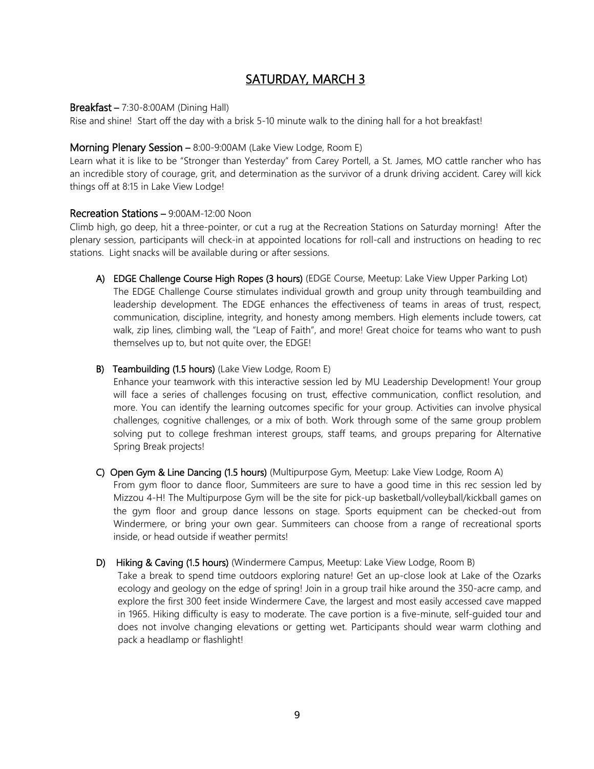## SATURDAY, MARCH 3

**Breakfast** – 7:30-8:00AM (Dining Hall)

Rise and shine! Start off the day with a brisk 5-10 minute walk to the dining hall for a hot breakfast!

**Morning Plenary Session** – 8:00-9:00AM (Lake View Lodge, Room E)

Learn what it is like to be "Stronger than Yesterday" from Carey Portell, a St. James, MO cattle rancher who has an incredible story of courage, grit, and determination as the survivor of a drunk driving accident. Carey will kick things off at 8:15 in Lake View Lodge!

**Recreation Stations** – 9:00AM-12:00 Noon

Climb high, go deep, hit a three-pointer, or cut a rug at the Recreation Stations on Saturday morning! After the plenary session, participants will check-in at appointed locations for roll-call and instructions on heading to rec stations. Light snacks will be available during or after sessions.

A) **EDGE Challenge Course High Ropes (3 hours)** (EDGE Course, Meetup: Lake View Upper Parking Lot)
The EDGE Challenge Course stimulates individual growth and group unity through teambuilding and leadership development. The EDGE enhances the effectiveness of teams in areas of trust, respect, communication, discipline, integrity, and honesty among members. High elements include towers, cat walk, zip lines, climbing wall, the "Leap of Faith", and more! Great choice for teams who want to push themselves up to, but not quite over, the EDGE!

B) **Teambuilding (1.5 hours)** (Lake View Lodge, Room E)
Enhance your teamwork with this interactive session led by MU Leadership Development! Your group will face a series of challenges focusing on trust, effective communication, conflict resolution, and more. You can identify the learning outcomes specific for your group. Activities can involve physical challenges, cognitive challenges, or a mix of both. Work through some of the same group problem solving put to college freshman interest groups, staff teams, and groups preparing for Alternative Spring Break projects!

C) **Open Gym & Line Dancing (1.5 hours)** (Multipurpose Gym, Meetup: Lake View Lodge, Room A)
From gym floor to dance floor, Summiteers are sure to have a good time in this rec session led by Mizzou 4-H! The Multipurpose Gym will be the site for pick-up basketball/volleyball/kickball games on the gym floor and group dance lessons on stage. Sports equipment can be checked-out from Windermere, or bring your own gear. Summiteers can choose from a range of recreational sports inside, or head outside if weather permits!

D) **Hiking & Caving (1.5 hours)** (Windermere Campus, Meetup: Lake View Lodge, Room B)
Take a break to spend time outdoors exploring nature! Get an up-close look at Lake of the Ozarks ecology and geology on the edge of spring! Join in a group trail hike around the 350-acre camp, and explore the first 300 feet inside Windermere Cave, the largest and most easily accessed cave mapped in 1965. Hiking difficulty is easy to moderate. The cave portion is a five-minute, self-guided tour and does not involve changing elevations or getting wet. Participants should wear warm clothing and pack a headlamp or flashlight!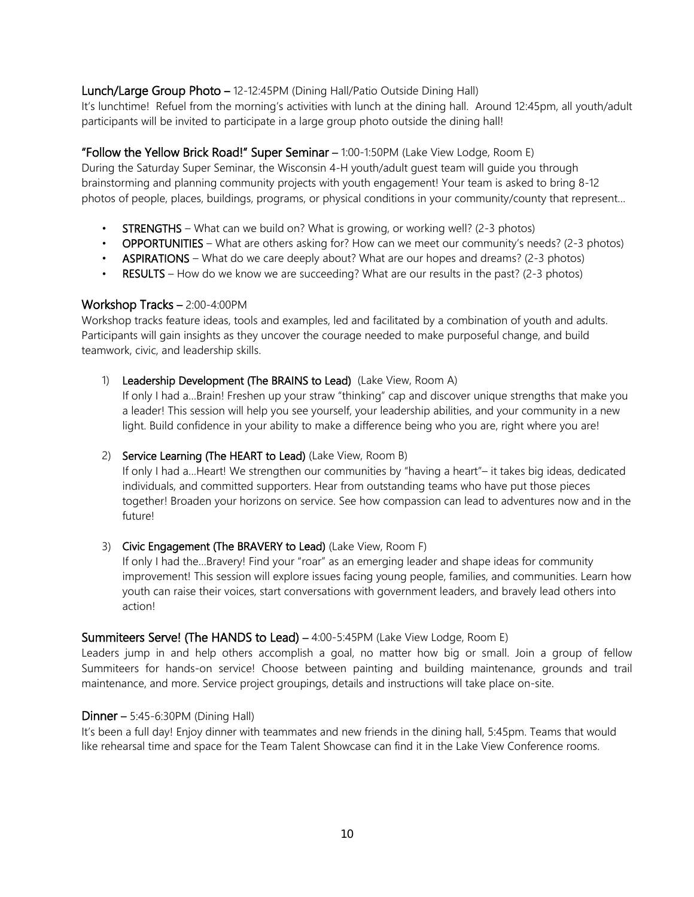### Lunch/Large Group Photo – 12-12:45PM (Dining Hall/Patio Outside Dining Hall)

It's lunchtime! Refuel from the morning's activities with lunch at the dining hall. Around 12:45pm, all youth/adult participants will be invited to participate in a large group photo outside the dining hall!

### "Follow the Yellow Brick Road!" Super Seminar – 1:00-1:50PM (Lake View Lodge, Room E)

During the Saturday Super Seminar, the Wisconsin 4-H youth/adult guest team will guide you through brainstorming and planning community projects with youth engagement! Your team is asked to bring 8-12 photos of people, places, buildings, programs, or physical conditions in your community/county that represent…

- **STRENGTHS** – What can we build on? What is growing, or working well? (2-3 photos)
- **OPPORTUNITIES** – What are others asking for? How can we meet our community's needs? (2-3 photos)
- **ASPIRATIONS** – What do we care deeply about? What are our hopes and dreams? (2-3 photos)
- **RESULTS** – How do we know we are succeeding? What are our results in the past? (2-3 photos)

### Workshop Tracks – 2:00-4:00PM

Workshop tracks feature ideas, tools and examples, led and facilitated by a combination of youth and adults. Participants will gain insights as they uncover the courage needed to make purposeful change, and build teamwork, civic, and leadership skills.

1) **Leadership Development (The BRAINS to Lead)** (Lake View, Room A)
   If only I had a…Brain! Freshen up your straw "thinking" cap and discover unique strengths that make you a leader! This session will help you see yourself, your leadership abilities, and your community in a new light. Build confidence in your ability to make a difference being who you are, right where you are!

2) **Service Learning (The HEART to Lead)** (Lake View, Room B)
   If only I had a…Heart! We strengthen our communities by "having a heart"– it takes big ideas, dedicated individuals, and committed supporters. Hear from outstanding teams who have put those pieces together! Broaden your horizons on service. See how compassion can lead to adventures now and in the future!

3) **Civic Engagement (The BRAVERY to Lead)** (Lake View, Room F)
   If only I had the…Bravery! Find your "roar" as an emerging leader and shape ideas for community improvement! This session will explore issues facing young people, families, and communities. Learn how youth can raise their voices, start conversations with government leaders, and bravely lead others into action!

### Summiteers Serve! (The HANDS to Lead) – 4:00-5:45PM (Lake View Lodge, Room E)

Leaders jump in and help others accomplish a goal, no matter how big or small. Join a group of fellow Summiteers for hands-on service! Choose between painting and building maintenance, grounds and trail maintenance, and more. Service project groupings, details and instructions will take place on-site.

### Dinner – 5:45-6:30PM (Dining Hall)

It's been a full day! Enjoy dinner with teammates and new friends in the dining hall, 5:45pm. Teams that would like rehearsal time and space for the Team Talent Showcase can find it in the Lake View Conference rooms.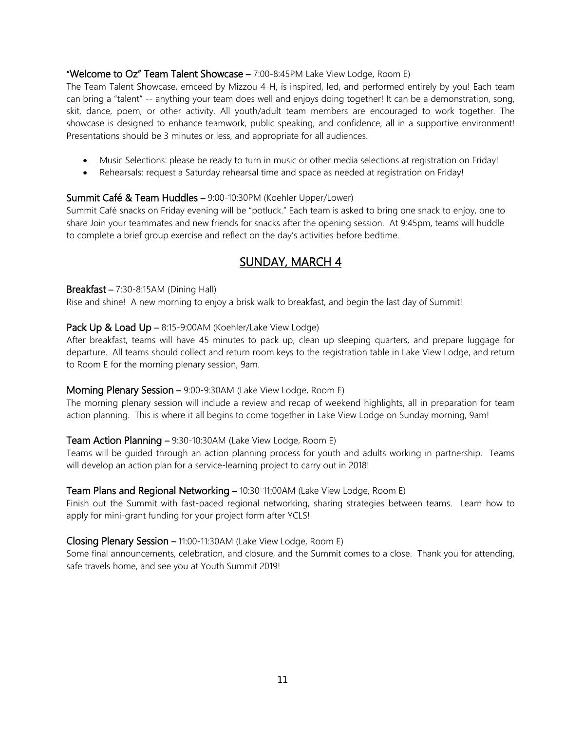**"Welcome to Oz" Team Talent Showcase** – 7:00-8:45PM Lake View Lodge, Room E)

The Team Talent Showcase, emceed by Mizzou 4-H, is inspired, led, and performed entirely by you! Each team can bring a "talent" -- anything your team does well and enjoys doing together! It can be a demonstration, song, skit, dance, poem, or other activity. All youth/adult team members are encouraged to work together. The showcase is designed to enhance teamwork, public speaking, and confidence, all in a supportive environment! Presentations should be 3 minutes or less, and appropriate for all audiences.

- Music Selections: please be ready to turn in music or other media selections at registration on Friday!
- Rehearsals: request a Saturday rehearsal time and space as needed at registration on Friday!

**Summit Café & Team Huddles** – 9:00-10:30PM (Koehler Upper/Lower)

Summit Café snacks on Friday evening will be "potluck." Each team is asked to bring one snack to enjoy, one to share Join your teammates and new friends for snacks after the opening session. At 9:45pm, teams will huddle to complete a brief group exercise and reflect on the day's activities before bedtime.

## SUNDAY, MARCH 4

**Breakfast** – 7:30-8:15AM (Dining Hall)

Rise and shine! A new morning to enjoy a brisk walk to breakfast, and begin the last day of Summit!

**Pack Up & Load Up** – 8:15-9:00AM (Koehler/Lake View Lodge)

After breakfast, teams will have 45 minutes to pack up, clean up sleeping quarters, and prepare luggage for departure. All teams should collect and return room keys to the registration table in Lake View Lodge, and return to Room E for the morning plenary session, 9am.

**Morning Plenary Session** – 9:00-9:30AM (Lake View Lodge, Room E)

The morning plenary session will include a review and recap of weekend highlights, all in preparation for team action planning. This is where it all begins to come together in Lake View Lodge on Sunday morning, 9am!

**Team Action Planning** – 9:30-10:30AM (Lake View Lodge, Room E)

Teams will be guided through an action planning process for youth and adults working in partnership. Teams will develop an action plan for a service-learning project to carry out in 2018!

**Team Plans and Regional Networking** – 10:30-11:00AM (Lake View Lodge, Room E)

Finish out the Summit with fast-paced regional networking, sharing strategies between teams. Learn how to apply for mini-grant funding for your project form after YCLS!

**Closing Plenary Session** – 11:00-11:30AM (Lake View Lodge, Room E)

Some final announcements, celebration, and closure, and the Summit comes to a close. Thank you for attending, safe travels home, and see you at Youth Summit 2019!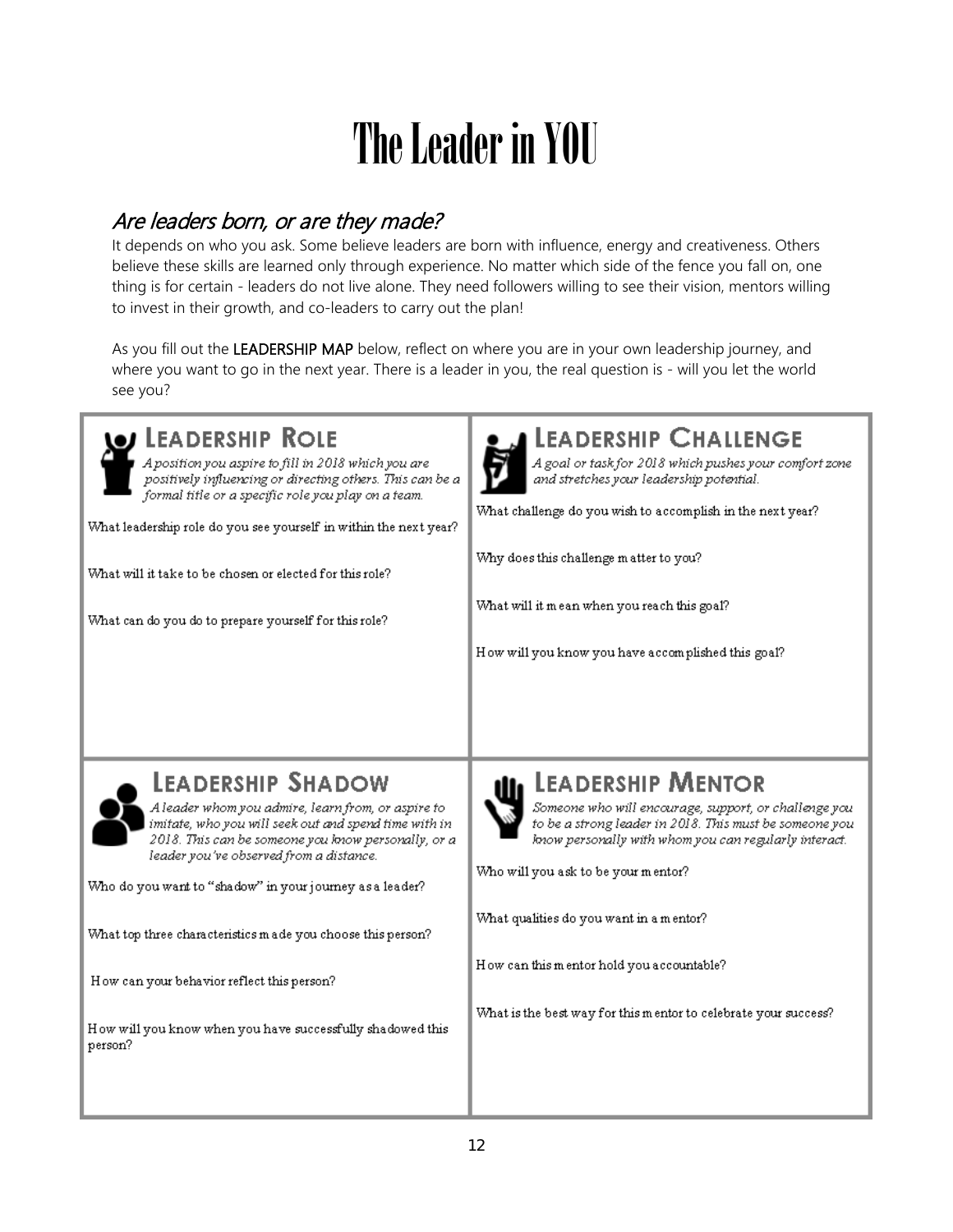# The Leader in YOU

## *Are leaders born, or are they made?*

It depends on who you ask. Some believe leaders are born with influence, energy and creativeness. Others believe these skills are learned only through experience. No matter which side of the fence you fall on, one thing is for certain - leaders do not live alone. They need followers willing to see their vision, mentors willing to invest in their growth, and co-leaders to carry out the plan!

As you fill out the **LEADERSHIP MAP** below, reflect on where you are in your own leadership journey, and where you want to go in the next year. There is a leader in you, the real question is - will you let the world see you?

### LEADERSHIP ROLE

*A position you aspire to fill in 2018 which you are positively influencing or directing others. This can be a formal title or a specific role you play on a team.*

What leadership role do you see yourself in within the next year?

What will it take to be chosen or elected for this role?

What can do you do to prepare yourself for this role?

### LEADERSHIP CHALLENGE

*A goal or task for 2018 which pushes your comfort zone and stretches your leadership potential.*

What challenge do you wish to accomplish in the next year?

Why does this challenge matter to you?

What will it mean when you reach this goal?

How will you know you have accomplished this goal?

### LEADERSHIP SHADOW

*A leader whom you admire, learn from, or aspire to imitate, who you will seek out and spend time with in 2018. This can be someone you know personally, or a leader you've observed from a distance.*

Who do you want to "shadow" in your journey as a leader?

What top three characteristics made you choose this person?

How can your behavior reflect this person?

How will you know when you have successfully shadowed this person?

### LEADERSHIP MENTOR

*Someone who will encourage, support, or challenge you to be a strong leader in 2018. This must be someone you know personally with whom you can regularly interact.*

Who will you ask to be your mentor?

What qualities do you want in a mentor?

How can this mentor hold you accountable?

What is the best way for this mentor to celebrate your success?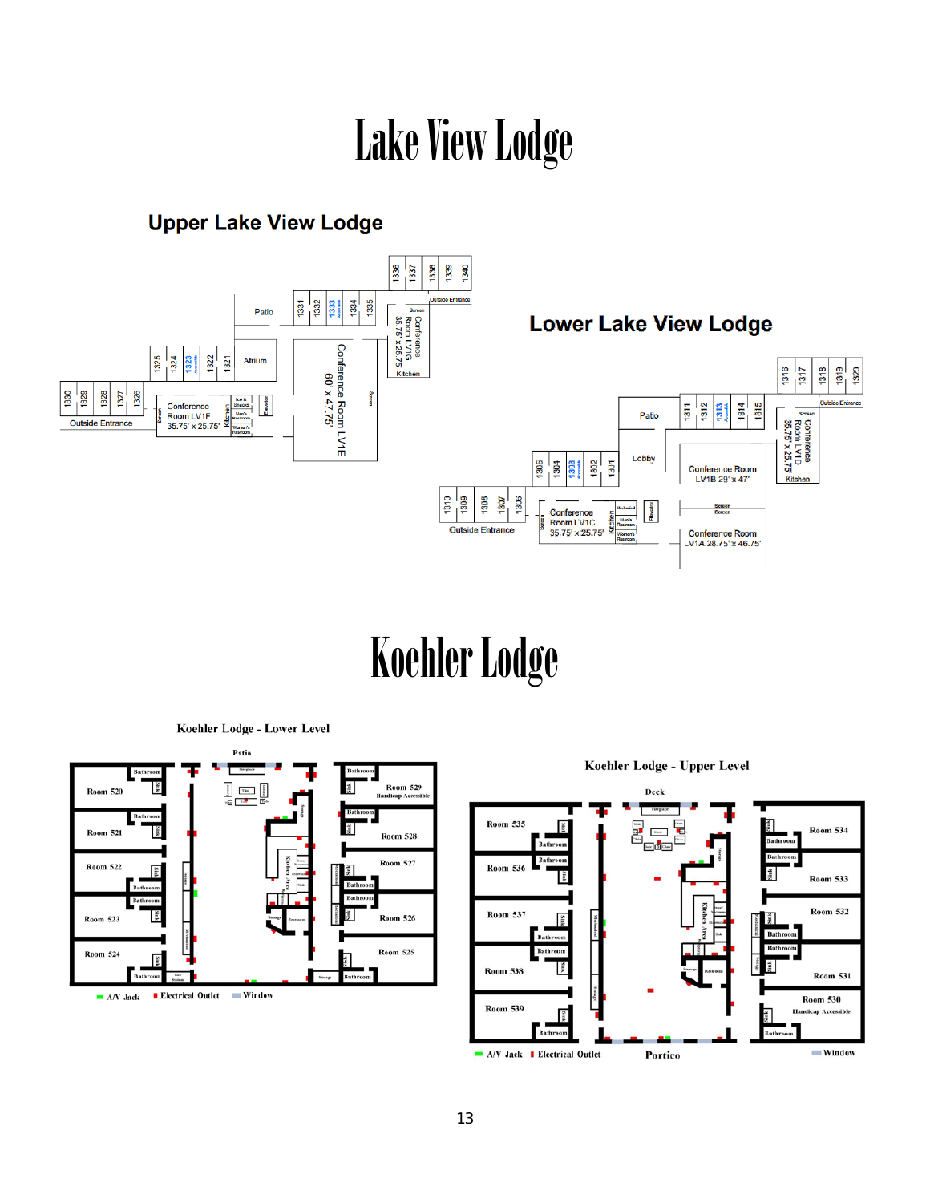# Lake View Lodge

## Upper Lake View Lodge

1336 1337 1338 1339 1340

Outside Entrance

Screen

Conference Room LV1G 35.75' x 25.75'

Kitchen

Patio

1331 1332 1333 1334 1335

Atrium

1325 1324 1323 1322 1321

Conference Room LV1E 60' x 47.75'

Screen

1330 1329 1328 1327 1326

Outside Entrance

Screen

Conference Room LV1F 35.75' x 25.75'

Kitchen

Ice & Snacks

Men's Restroom

Women's Restroom

Elevator

## Lower Lake View Lodge

1316 1317 1318 1319 1320

Outside Entrance

Screen

Conference Room LV1D 35.75' x 25.75'

Kitchen

Patio

1311 1312 1313 1314 1315

Lobby

Conference Room LV1B 29' x 47'

Screen

1305 1304 1303 1302 1301

1310 1309 1308 1307 1306

Outside Entrance

Screen

Conference Room LV1C 35.75' x 25.75'

Kitchen

Men's Restroom

Women's Restroom

Elevator

Conference Room LV1A 28.75' x 46.75'

# Koehler Lodge

## Koehler Lodge - Lower Level

Patio

Fireplace

Room 520, Room 521, Room 522, Room 523, Room 524

Room 529 Handicap Accessible, Room 528, Room 527, Room 526, Room 525

Bathroom, Sink, Storage, Mechanical, Kitchen Area, Restroom

A/V Jack | Electrical Outlet | Window

## Koehler Lodge - Upper Level

Deck

Fireplace

Room 535, Room 536, Room 537, Room 538, Room 539

Room 534, Room 533, Room 532, Room 531, Room 530 Handicap Accessible

Bathroom, Sink, Storage, Mechanical, Kitchen Area, Restroom

Portico

A/V Jack | Electrical Outlet | Window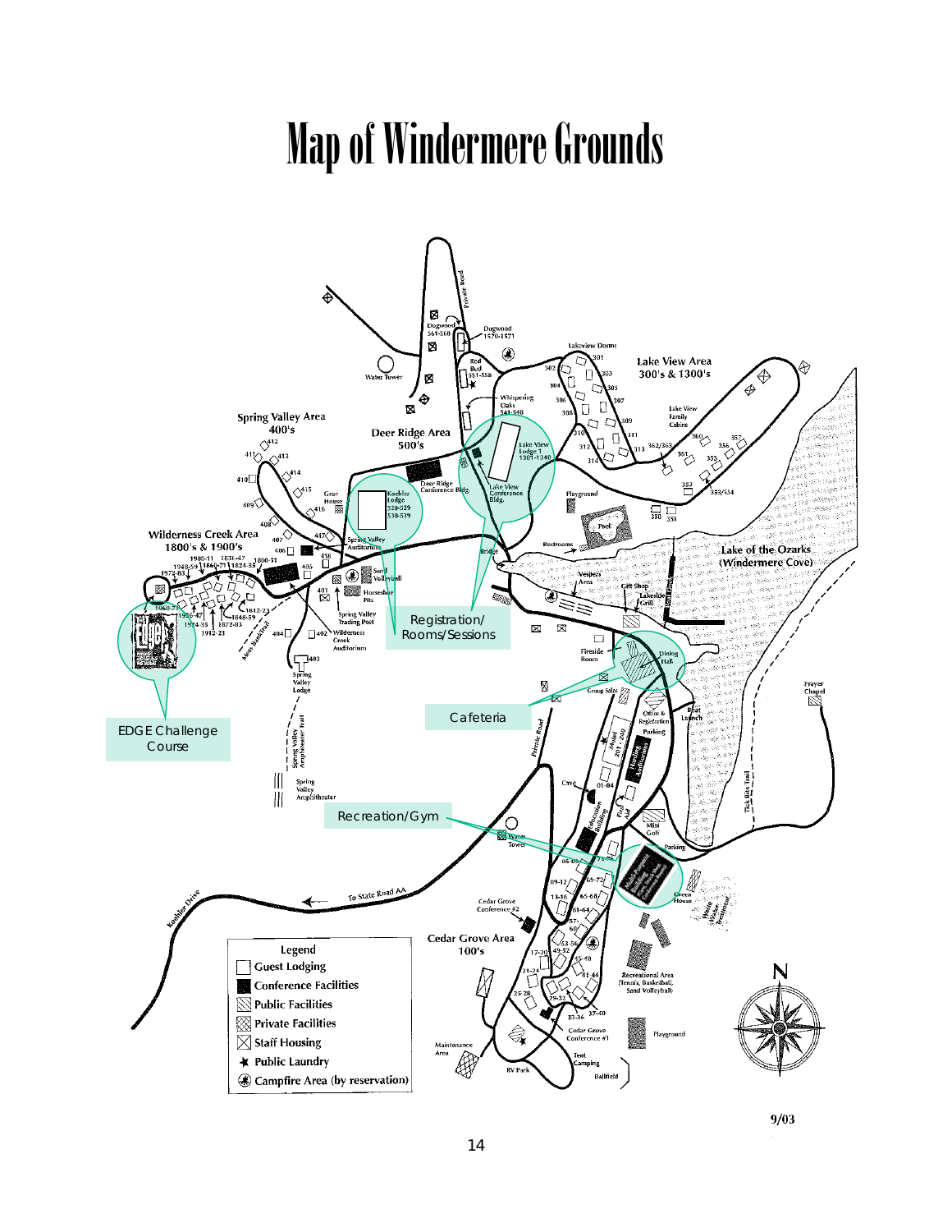# Map of Windermere Grounds

Registration/ Rooms/Sessions

Cafeteria

EDGE Challenge Course

Recreation/Gym

Legend

- Guest Lodging
- Conference Facilities
- Public Facilities
- Private Facilities
- Staff Housing
- Public Laundry
- Campfire Area (by reservation)

9/03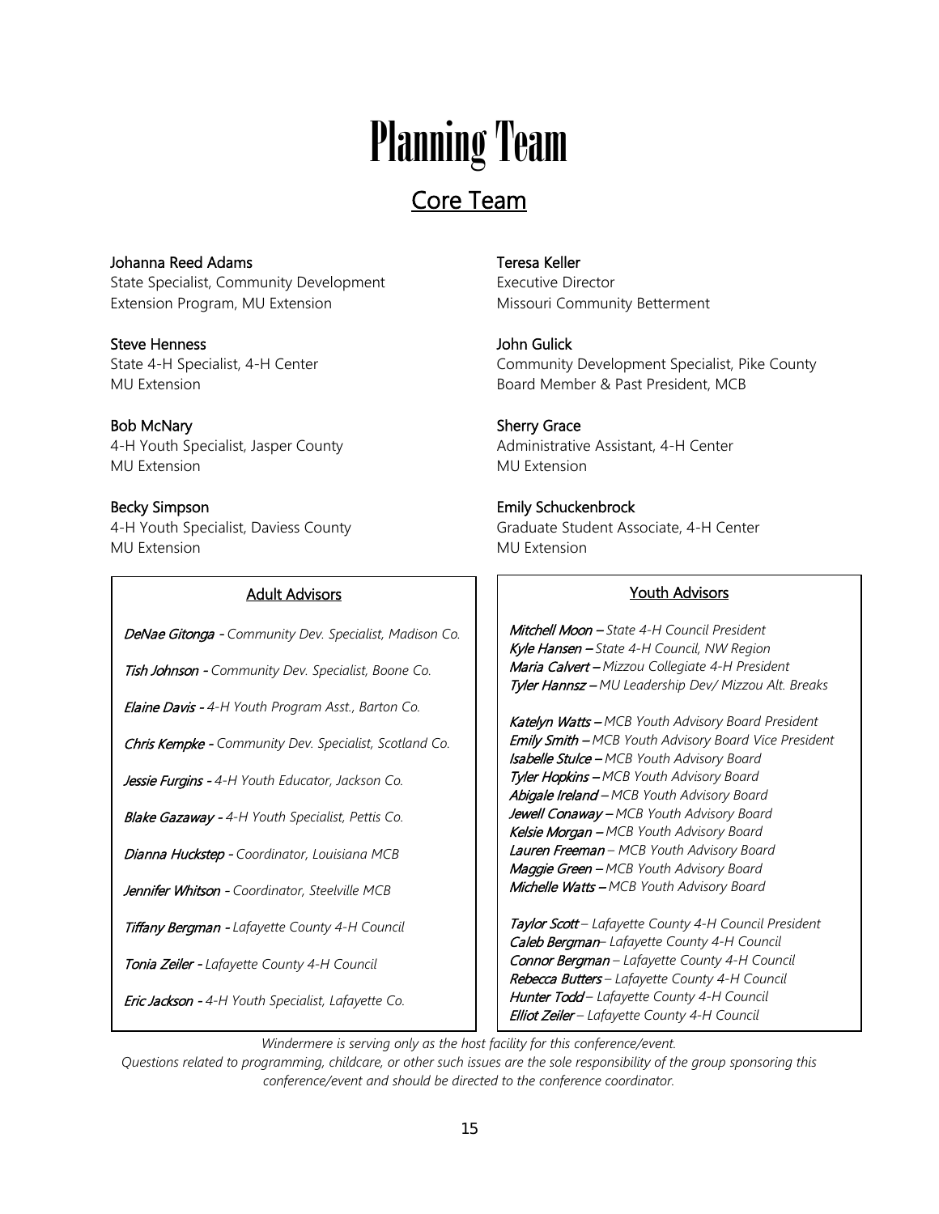# Planning Team

## Core Team

**Johanna Reed Adams**
State Specialist, Community Development Extension Program, MU Extension

**Steve Henness**
State 4-H Specialist, 4-H Center
MU Extension

**Bob McNary**
4-H Youth Specialist, Jasper County
MU Extension

**Becky Simpson**
4-H Youth Specialist, Daviess County
MU Extension

**Teresa Keller**
Executive Director
Missouri Community Betterment

**John Gulick**
Community Development Specialist, Pike County
Board Member & Past President, MCB

**Sherry Grace**
Administrative Assistant, 4-H Center
MU Extension

**Emily Schuckenbrock**
Graduate Student Associate, 4-H Center
MU Extension

### Adult Advisors

*DeNae Gitonga - Community Dev. Specialist, Madison Co.*

*Tish Johnson - Community Dev. Specialist, Boone Co.*

*Elaine Davis - 4-H Youth Program Asst., Barton Co.*

*Chris Kempke - Community Dev. Specialist, Scotland Co.*

*Jessie Furgins - 4-H Youth Educator, Jackson Co.*

*Blake Gazaway - 4-H Youth Specialist, Pettis Co.*

*Dianna Huckstep - Coordinator, Louisiana MCB*

*Jennifer Whitson - Coordinator, Steelville MCB*

*Tiffany Bergman - Lafayette County 4-H Council*

*Tonia Zeiler - Lafayette County 4-H Council*

*Eric Jackson - 4-H Youth Specialist, Lafayette Co.*

### Youth Advisors

*Mitchell Moon – State 4-H Council President*
*Kyle Hansen – State 4-H Council, NW Region*
*Maria Calvert – Mizzou Collegiate 4-H President*
*Tyler Hannsz – MU Leadership Dev/ Mizzou Alt. Breaks*

*Katelyn Watts – MCB Youth Advisory Board President*
*Emily Smith – MCB Youth Advisory Board Vice President*
*Isabelle Stulce – MCB Youth Advisory Board*
*Tyler Hopkins – MCB Youth Advisory Board*
*Abigale Ireland – MCB Youth Advisory Board*
*Jewell Conaway – MCB Youth Advisory Board*
*Kelsie Morgan – MCB Youth Advisory Board*
*Lauren Freeman – MCB Youth Advisory Board*
*Maggie Green – MCB Youth Advisory Board*
*Michelle Watts – MCB Youth Advisory Board*

*Taylor Scott – Lafayette County 4-H Council President*
*Caleb Bergman– Lafayette County 4-H Council*
*Connor Bergman – Lafayette County 4-H Council*
*Rebecca Butters – Lafayette County 4-H Council*
*Hunter Todd – Lafayette County 4-H Council*
*Elliot Zeiler – Lafayette County 4-H Council*

*Windermere is serving only as the host facility for this conference/event. Questions related to programming, childcare, or other such issues are the sole responsibility of the group sponsoring this conference/event and should be directed to the conference coordinator.*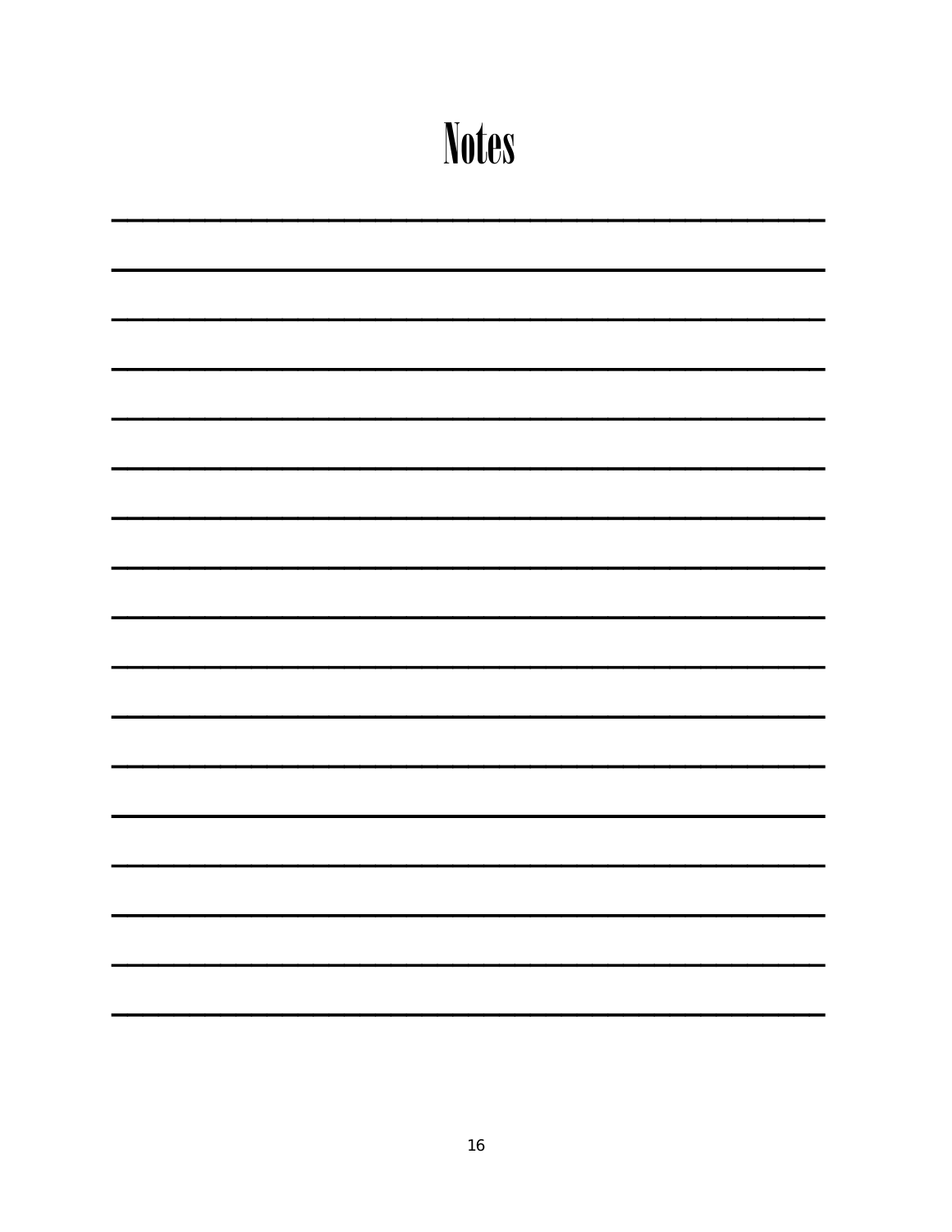# Notes